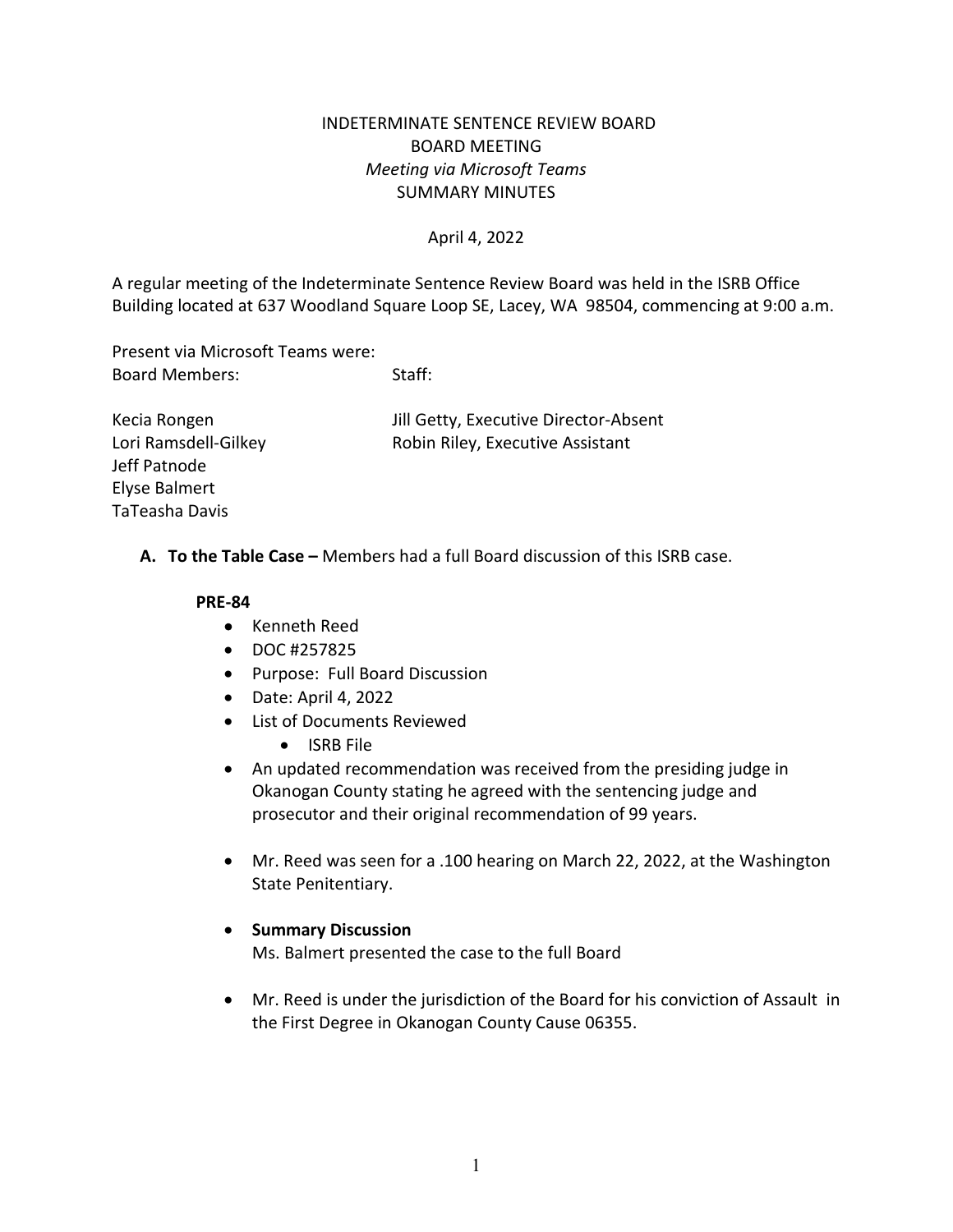# INDETERMINATE SENTENCE REVIEW BOARD
## BOARD MEETING
*Meeting via Microsoft Teams*
SUMMARY MINUTES

April 4, 2022

A regular meeting of the Indeterminate Sentence Review Board was held in the ISRB Office Building located at 637 Woodland Square Loop SE, Lacey, WA 98504, commencing at 9:00 a.m.

Present via Microsoft Teams were:

| Board Members: | Staff: |
|---|---|
| Kecia Rongen | Jill Getty, Executive Director-Absent |
| Lori Ramsdell-Gilkey | Robin Riley, Executive Assistant |
| Jeff Patnode | |
| Elyse Balmert | |
| TaTeasha Davis | |

**A. To the Table Case –** Members had a full Board discussion of this ISRB case.

**PRE-84**

- Kenneth Reed
- DOC #257825
- Purpose: Full Board Discussion
- Date: April 4, 2022
- List of Documents Reviewed
  - ISRB File
- An updated recommendation was received from the presiding judge in Okanogan County stating he agreed with the sentencing judge and prosecutor and their original recommendation of 99 years.
- Mr. Reed was seen for a .100 hearing on March 22, 2022, at the Washington State Penitentiary.
- **Summary Discussion**
  Ms. Balmert presented the case to the full Board
- Mr. Reed is under the jurisdiction of the Board for his conviction of Assault in the First Degree in Okanogan County Cause 06355.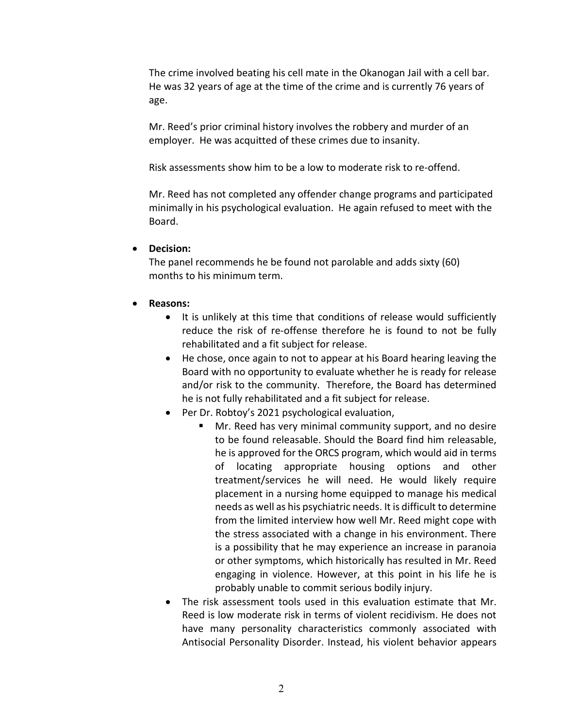The crime involved beating his cell mate in the Okanogan Jail with a cell bar. He was 32 years of age at the time of the crime and is currently 76 years of age.

Mr. Reed's prior criminal history involves the robbery and murder of an employer. He was acquitted of these crimes due to insanity.

Risk assessments show him to be a low to moderate risk to re-offend.

Mr. Reed has not completed any offender change programs and participated minimally in his psychological evaluation. He again refused to meet with the Board.

- **Decision:**
  The panel recommends he be found not parolable and adds sixty (60) months to his minimum term.

- **Reasons:**
  - It is unlikely at this time that conditions of release would sufficiently reduce the risk of re-offense therefore he is found to not be fully rehabilitated and a fit subject for release.
  - He chose, once again to not to appear at his Board hearing leaving the Board with no opportunity to evaluate whether he is ready for release and/or risk to the community. Therefore, the Board has determined he is not fully rehabilitated and a fit subject for release.
  - Per Dr. Robtoy's 2021 psychological evaluation,
    - Mr. Reed has very minimal community support, and no desire to be found releasable. Should the Board find him releasable, he is approved for the ORCS program, which would aid in terms of locating appropriate housing options and other treatment/services he will need. He would likely require placement in a nursing home equipped to manage his medical needs as well as his psychiatric needs. It is difficult to determine from the limited interview how well Mr. Reed might cope with the stress associated with a change in his environment. There is a possibility that he may experience an increase in paranoia or other symptoms, which historically has resulted in Mr. Reed engaging in violence. However, at this point in his life he is probably unable to commit serious bodily injury.
  - The risk assessment tools used in this evaluation estimate that Mr. Reed is low moderate risk in terms of violent recidivism. He does not have many personality characteristics commonly associated with Antisocial Personality Disorder. Instead, his violent behavior appears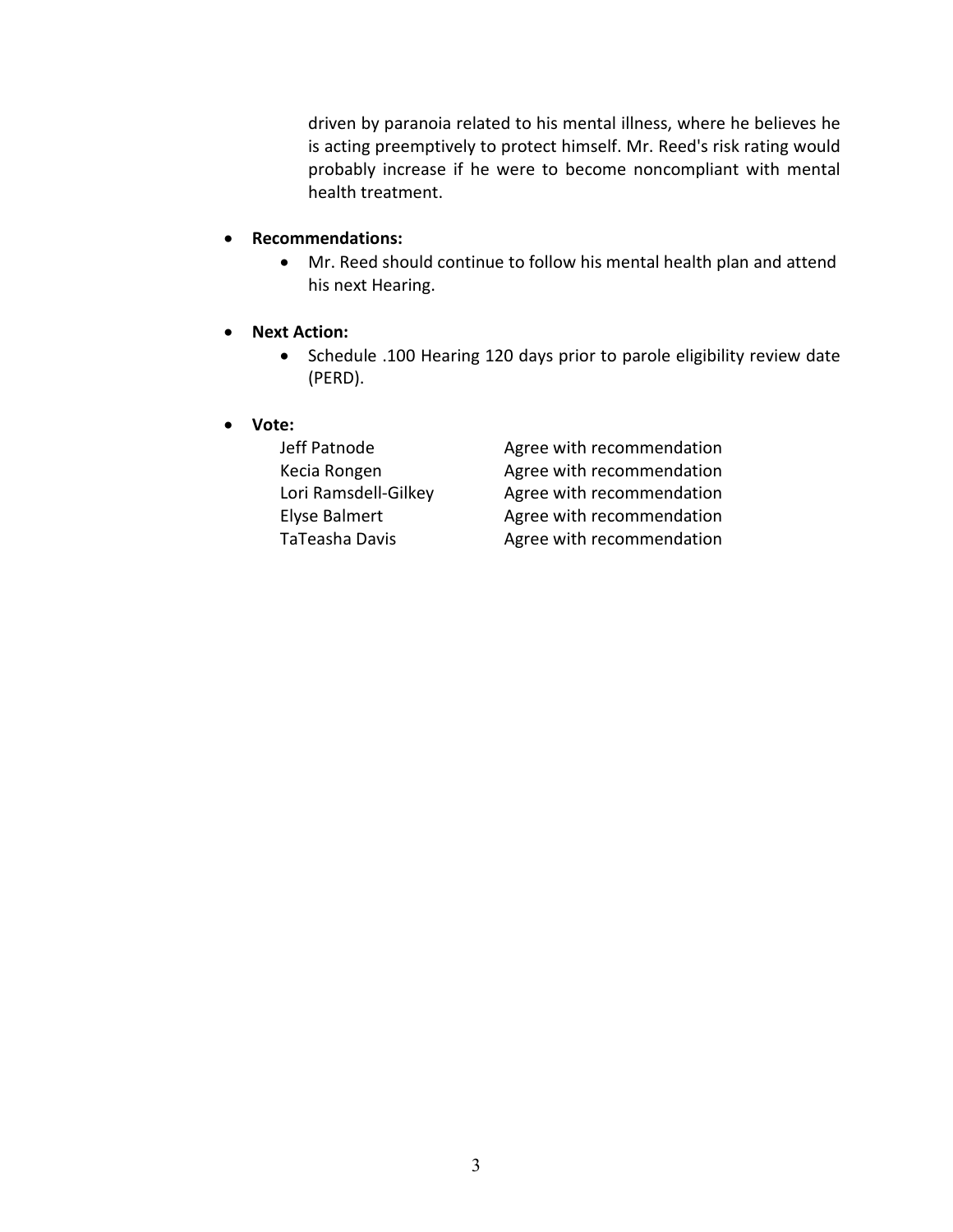driven by paranoia related to his mental illness, where he believes he is acting preemptively to protect himself. Mr. Reed's risk rating would probably increase if he were to become noncompliant with mental health treatment.

- **Recommendations:**
  - Mr. Reed should continue to follow his mental health plan and attend his next Hearing.

- **Next Action:**
  - Schedule .100 Hearing 120 days prior to parole eligibility review date (PERD).

- **Vote:**

| | |
|---|---|
| Jeff Patnode | Agree with recommendation |
| Kecia Rongen | Agree with recommendation |
| Lori Ramsdell-Gilkey | Agree with recommendation |
| Elyse Balmert | Agree with recommendation |
| TaTeasha Davis | Agree with recommendation |